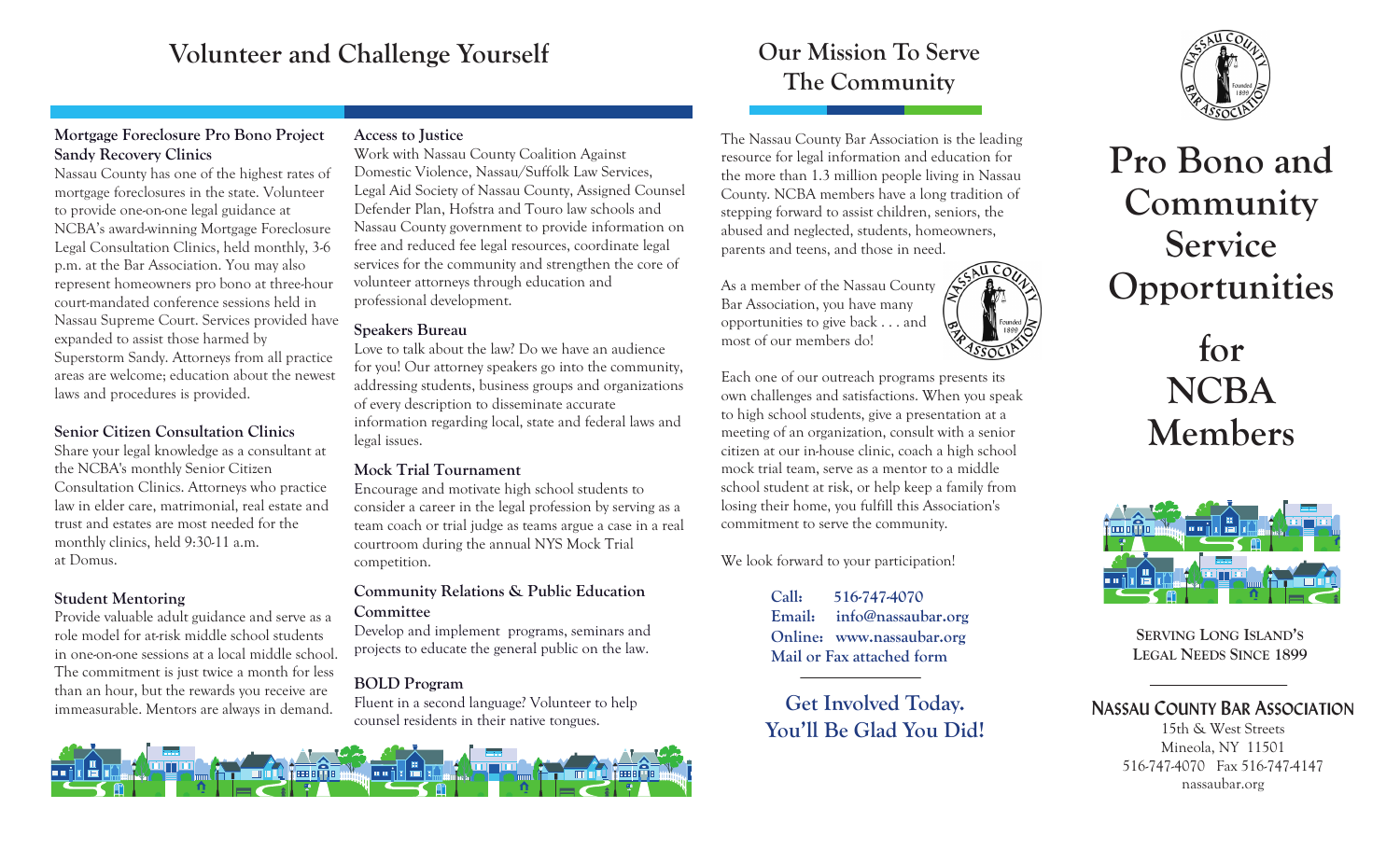# Volunteer and Challenge Yourself

### Mortgage Foreclosure Pro Bono Project Sandy Recovery Clinics

Nassau County has one of the highest rates of mortgage foreclosures in the state. Volunteer to provide one-on-one legal guidance at NCBA's award-winning Mortgage Foreclosure Legal Consultation Clinics, held monthly, 3-6 p.m. at the Bar Association. You may also represent homeowners pro bono at three-hour court-mandated conference sessions held in Nassau Supreme Court. Services provided have expanded to assist those harmed by Superstorm Sandy. Attorneys from all practice areas are welcome; education about the newest laws and procedures is provided.

### Senior Citizen Consultation Clinics

Share your legal knowledge as a consultant at the NCBA's monthly Senior Citizen Consultation Clinics. Attorneys who practice law in elder care, matrimonial, real estate and trust and estates are most needed for the monthly clinics, held 9:30-11 a.m. at Domus.

### Student Mentoring

Provide valuable adult guidance and serve as a role model for at-risk middle school students in one-on-one sessions at a local middle school. The commitment is just twice a month for less than an hour, but the rewards you receive are immeasurable. Mentors are always in demand.

### Access to Justice

Work with Nassau County Coalition Against Domestic Violence, Nassau/Suffolk Law Services, Legal Aid Society of Nassau County, Assigned Counsel Defender Plan, Hofstra and Touro law schools and Nassau County government to provide information on free and reduced fee legal resources, coordinate legal services for the community and strengthen the core of volunteer attorneys through education and professional development.

### Speakers Bureau

Love to talk about the law? Do we have an audience for you! Our attorney speakers go into the community, addressing students, business groups and organizations of every description to disseminate accurate information regarding local, state and federal laws and legal issues.

### Mock Trial Tournament

Encourage and motivate high school students to consider a career in the legal profession by serving as a team coach or trial judge as teams argue a case in a real courtroom during the annual NYS Mock Trial competition.

### Community Relations & Public Education Committee

Develop and implement programs, seminars and projects to educate the general public on the law.

### BOLD Program

Fluent in a second language? Volunteer to help counsel residents in their native tongues.

# Our Mission To Serve The Community

The Nassau County Bar Association is the leading resource for legal information and education for the more than 1.3 million people living in Nassau County. NCBA members have a long tradition of stepping forward to assist children, seniors, the abused and neglected, students, homeowners, parents and teens, and those in need.

As a member of the Nassau County Bar Association, you have many opportunities to give back . . . and most of our members do!

Each one of our outreach programs presents its own challenges and satisfactions. When you speak to high school students, give a presentation at a meeting of an organization, consult with a senior citizen at our in-house clinic, coach a high school mock trial team, serve as a mentor to a middle school student at risk, or help keep a family from losing their home, you fulfill this Association's commitment to serve the community.

We look forward to your participation!

**Call:** 516-747-4070
**Email:** info@nassaubar.org
**Online:** www.nassaubar.org
**Mail or Fax attached form**

**Get Involved Today. You'll Be Glad You Did!**

# Pro Bono and Community Service Opportunities for NCBA Members

SERVING LONG ISLAND'S LEGAL NEEDS SINCE 1899

**NASSAU COUNTY BAR ASSOCIATION**
15th & West Streets
Mineola, NY 11501
516-747-4070 Fax 516-747-4147
nassaubar.org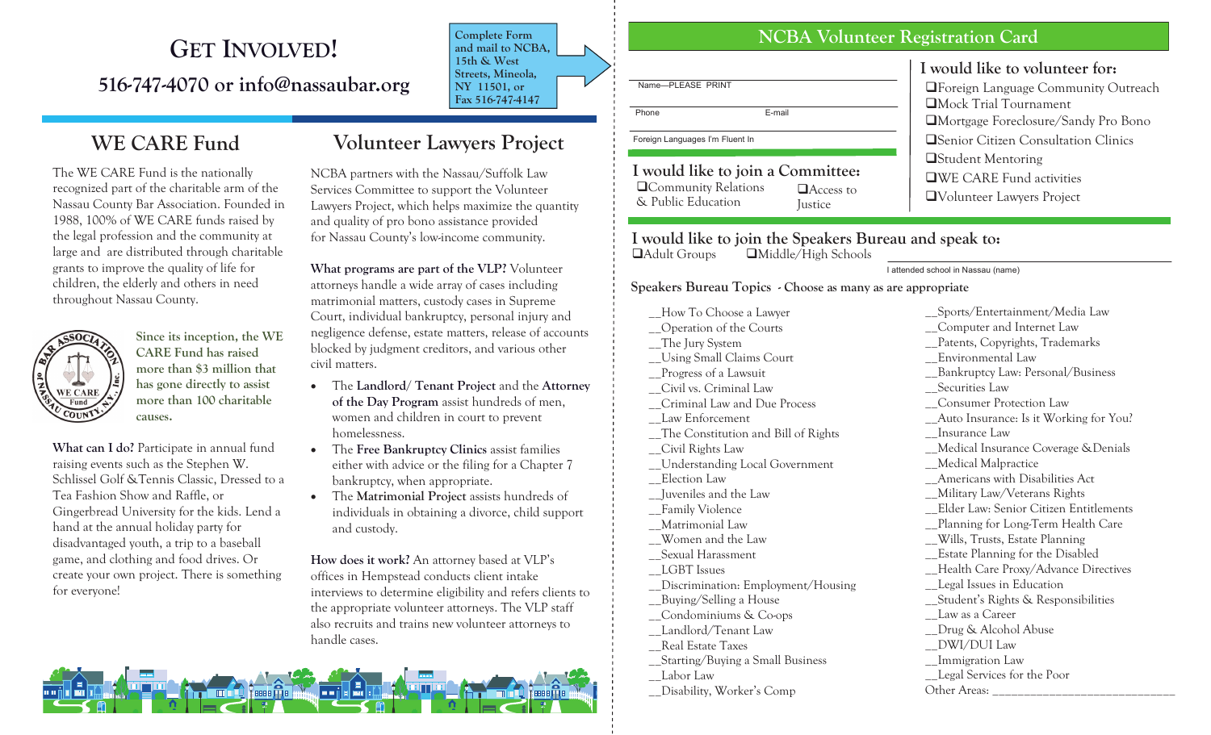# Get Involved!

## 516-747-4070 or info@nassaubar.org

Complete Form and mail to NCBA, 15th & West Streets, Mineola, NY 11501, or Fax 516-747-4147

## WE CARE Fund

The WE CARE Fund is the nationally recognized part of the charitable arm of the Nassau County Bar Association. Founded in 1988, 100% of WE CARE funds raised by the legal profession and the community at large and are distributed through charitable grants to improve the quality of life for children, the elderly and others in need throughout Nassau County.

**Since its inception, the WE CARE Fund has raised more than $3 million that has gone directly to assist more than 100 charitable causes.**

**What can I do?** Participate in annual fund raising events such as the Stephen W. Schlissel Golf &Tennis Classic, Dressed to a Tea Fashion Show and Raffle, or Gingerbread University for the kids. Lend a hand at the annual holiday party for disadvantaged youth, a trip to a baseball game, and clothing and food drives. Or create your own project. There is something for everyone!

## Volunteer Lawyers Project

NCBA partners with the Nassau/Suffolk Law Services Committee to support the Volunteer Lawyers Project, which helps maximize the quantity and quality of pro bono assistance provided for Nassau County's low-income community.

**What programs are part of the VLP?** Volunteer attorneys handle a wide array of cases including matrimonial matters, custody cases in Supreme Court, individual bankruptcy, personal injury and negligence defense, estate matters, release of accounts blocked by judgment creditors, and various other civil matters.

- The **Landlord/ Tenant Project** and the **Attorney of the Day Program** assist hundreds of men, women and children in court to prevent homelessness.
- The **Free Bankruptcy Clinics** assist families either with advice or the filing for a Chapter 7 bankruptcy, when appropriate.
- The **Matrimonial Project** assists hundreds of individuals in obtaining a divorce, child support and custody.

**How does it work?** An attorney based at VLP's offices in Hempstead conducts client intake interviews to determine eligibility and refers clients to the appropriate volunteer attorneys. The VLP staff also recruits and trains new volunteer attorneys to handle cases.

## NCBA Volunteer Registration Card

Name—PLEASE PRINT

Phone E-mail

Foreign Languages I'm Fluent In

**I would like to join a Committee:**

- ❑Community Relations & Public Education
- ❑Access to Justice

**I would like to volunteer for:**

- ❑Foreign Language Community Outreach
- ❑Mock Trial Tournament
- ❑Mortgage Foreclosure/Sandy Pro Bono
- ❑Senior Citizen Consultation Clinics
- ❑Student Mentoring
- ❑WE CARE Fund activities
- ❑Volunteer Lawyers Project

**I would like to join the Speakers Bureau and speak to:**

- ❑Adult Groups
- ❑Middle/High Schools

I attended school in Nassau (name)

**Speakers Bureau Topics - Choose as many as appropriate**

__How To Choose a Lawyer
__Operation of the Courts
__The Jury System
__Using Small Claims Court
__Progress of a Lawsuit
__Civil vs. Criminal Law
__Criminal Law and Due Process
__Law Enforcement
__The Constitution and Bill of Rights
__Civil Rights Law
__Understanding Local Government
__Election Law
__Juveniles and the Law
__Family Violence
__Matrimonial Law
__Women and the Law
__Sexual Harassment
__LGBT Issues
__Discrimination: Employment/Housing
__Buying/Selling a House
__Condominiums & Co-ops
__Landlord/Tenant Law
__Real Estate Taxes
__Starting/Buying a Small Business
__Labor Law
__Disability, Worker's Comp
__Sports/Entertainment/Media Law
__Computer and Internet Law
__Patents, Copyrights, Trademarks
__Environmental Law
__Bankruptcy Law: Personal/Business
__Securities Law
__Consumer Protection Law
__Auto Insurance: Is it Working for You?
__Insurance Law
__Medical Insurance Coverage &Denials
__Medical Malpractice
__Americans with Disabilities Act
__Military Law/Veterans Rights
__Elder Law: Senior Citizen Entitlements
__Planning for Long-Term Health Care
__Wills, Trusts, Estate Planning
__Estate Planning for the Disabled
__Health Care Proxy/Advance Directives
__Legal Issues in Education
__Student's Rights & Responsibilities
__Law as a Career
__Drug & Alcohol Abuse
__DWI/DUI Law
__Immigration Law
__Legal Services for the Poor
Other Areas: ____________________________